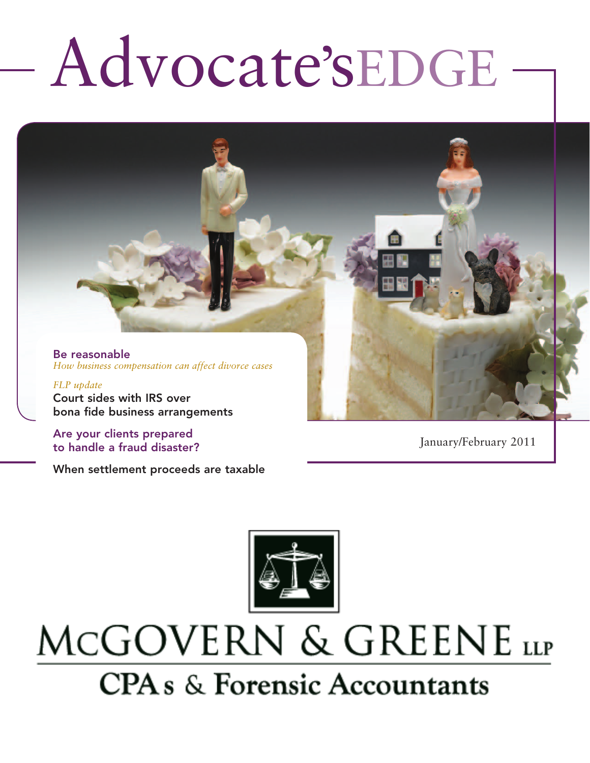# Advocate's EDGE

**Be reasonable**
*How business compensation can affect divorce cases*

*FLP update*
**Court sides with IRS over bona fide business arrangements**

**Are your clients prepared to handle a fraud disaster?**

**When settlement proceeds are taxable**

January/February 2011

MCGOVERN & GREENE LLP

CPAs & Forensic Accountants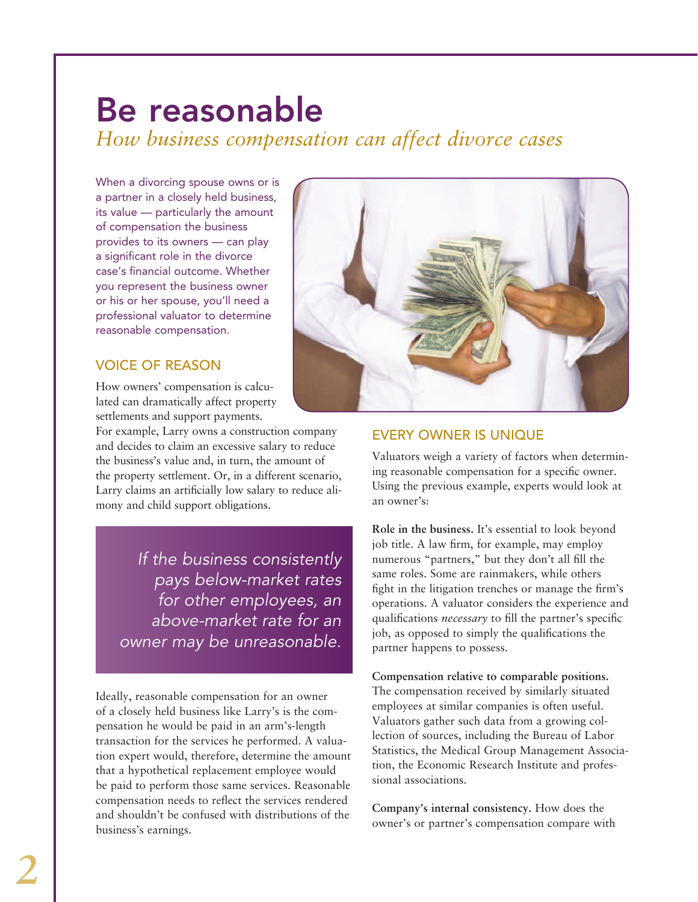# Be reasonable

*How business compensation can affect divorce cases*

When a divorcing spouse owns or is a partner in a closely held business, its value — particularly the amount of compensation the business provides to its owners — can play a significant role in the divorce case's financial outcome. Whether you represent the business owner or his or her spouse, you'll need a professional valuator to determine reasonable compensation.

## VOICE OF REASON

How owners' compensation is calculated can dramatically affect property settlements and support payments. For example, Larry owns a construction company and decides to claim an excessive salary to reduce the business's value and, in turn, the amount of the property settlement. Or, in a different scenario, Larry claims an artificially low salary to reduce alimony and child support obligations.

> *If the business consistently pays below-market rates for other employees, an above-market rate for an owner may be unreasonable.*

Ideally, reasonable compensation for an owner of a closely held business like Larry's is the compensation he would be paid in an arm's-length transaction for the services he performed. A valuation expert would, therefore, determine the amount that a hypothetical replacement employee would be paid to perform those same services. Reasonable compensation needs to reflect the services rendered and shouldn't be confused with distributions of the business's earnings.

## EVERY OWNER IS UNIQUE

Valuators weigh a variety of factors when determining reasonable compensation for a specific owner. Using the previous example, experts would look at an owner's:

**Role in the business.** It's essential to look beyond job title. A law firm, for example, may employ numerous "partners," but they don't all fill the same roles. Some are rainmakers, while others fight in the litigation trenches or manage the firm's operations. A valuator considers the experience and qualifications *necessary* to fill the partner's specific job, as opposed to simply the qualifications the partner happens to possess.

**Compensation relative to comparable positions.** The compensation received by similarly situated employees at similar companies is often useful. Valuators gather such data from a growing collection of sources, including the Bureau of Labor Statistics, the Medical Group Management Association, the Economic Research Institute and professional associations.

**Company's internal consistency.** How does the owner's or partner's compensation compare with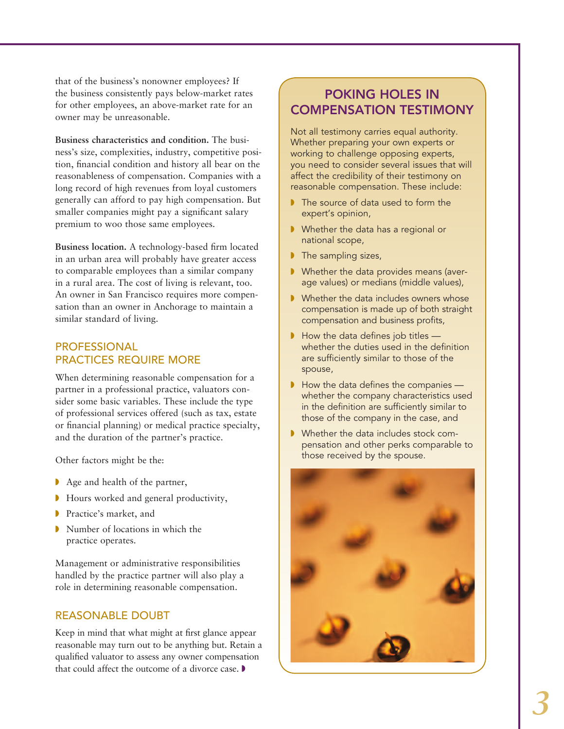that of the business's nonowner employees? If the business consistently pays below-market rates for other employees, an above-market rate for an owner may be unreasonable.

**Business characteristics and condition.** The business's size, complexities, industry, competitive position, financial condition and history all bear on the reasonableness of compensation. Companies with a long record of high revenues from loyal customers generally can afford to pay high compensation. But smaller companies might pay a significant salary premium to woo those same employees.

**Business location.** A technology-based firm located in an urban area will probably have greater access to comparable employees than a similar company in a rural area. The cost of living is relevant, too. An owner in San Francisco requires more compensation than an owner in Anchorage to maintain a similar standard of living.

## PROFESSIONAL PRACTICES REQUIRE MORE

When determining reasonable compensation for a partner in a professional practice, valuators consider some basic variables. These include the type of professional services offered (such as tax, estate or financial planning) or medical practice specialty, and the duration of the partner's practice.

Other factors might be the:

- Age and health of the partner,
- Hours worked and general productivity,
- Practice's market, and
- Number of locations in which the practice operates.

Management or administrative responsibilities handled by the practice partner will also play a role in determining reasonable compensation.

## REASONABLE DOUBT

Keep in mind that what might at first glance appear reasonable may turn out to be anything but. Retain a qualified valuator to assess any owner compensation that could affect the outcome of a divorce case.

## POKING HOLES IN COMPENSATION TESTIMONY

Not all testimony carries equal authority. Whether preparing your own experts or working to challenge opposing experts, you need to consider several issues that will affect the credibility of their testimony on reasonable compensation. These include:

- The source of data used to form the expert's opinion,
- Whether the data has a regional or national scope,
- The sampling sizes,
- Whether the data provides means (average values) or medians (middle values),
- Whether the data includes owners whose compensation is made up of both straight compensation and business profits,
- How the data defines job titles — whether the duties used in the definition are sufficiently similar to those of the spouse,
- How the data defines the companies — whether the company characteristics used in the definition are sufficiently similar to those of the company in the case, and
- Whether the data includes stock compensation and other perks comparable to those received by the spouse.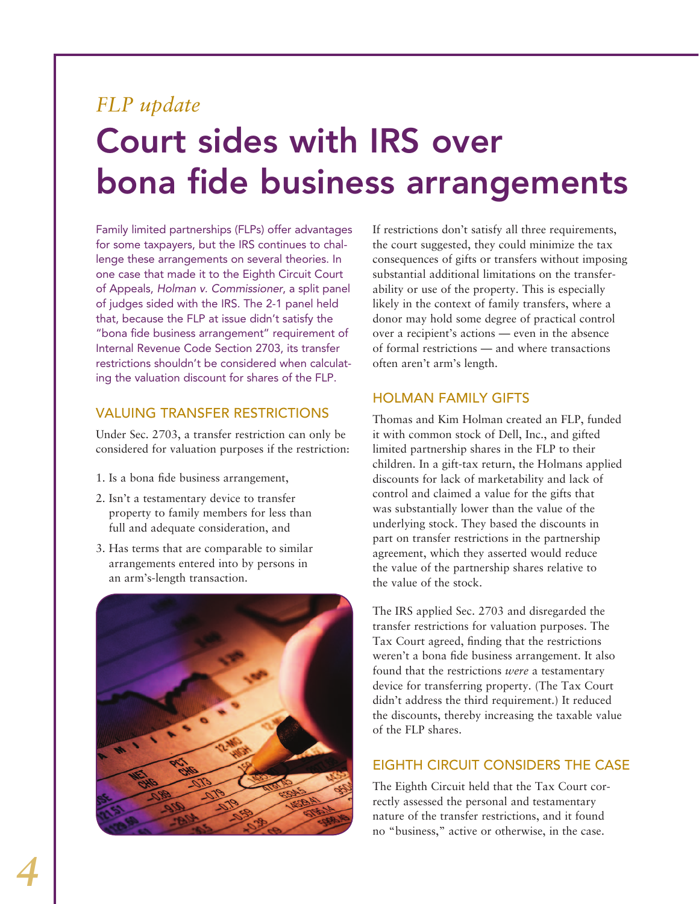*FLP update*

# Court sides with IRS over bona fide business arrangements

Family limited partnerships (FLPs) offer advantages for some taxpayers, but the IRS continues to challenge these arrangements on several theories. In one case that made it to the Eighth Circuit Court of Appeals, *Holman v. Commissioner*, a split panel of judges sided with the IRS. The 2-1 panel held that, because the FLP at issue didn't satisfy the "bona fide business arrangement" requirement of Internal Revenue Code Section 2703, its transfer restrictions shouldn't be considered when calculating the valuation discount for shares of the FLP.

## VALUING TRANSFER RESTRICTIONS

Under Sec. 2703, a transfer restriction can only be considered for valuation purposes if the restriction:

1. Is a bona fide business arrangement,
2. Isn't a testamentary device to transfer property to family members for less than full and adequate consideration, and
3. Has terms that are comparable to similar arrangements entered into by persons in an arm's-length transaction.

If restrictions don't satisfy all three requirements, the court suggested, they could minimize the tax consequences of gifts or transfers without imposing substantial additional limitations on the transferability or use of the property. This is especially likely in the context of family transfers, where a donor may hold some degree of practical control over a recipient's actions — even in the absence of formal restrictions — and where transactions often aren't arm's length.

## HOLMAN FAMILY GIFTS

Thomas and Kim Holman created an FLP, funded it with common stock of Dell, Inc., and gifted limited partnership shares in the FLP to their children. In a gift-tax return, the Holmans applied discounts for lack of marketability and lack of control and claimed a value for the gifts that was substantially lower than the value of the underlying stock. They based the discounts in part on transfer restrictions in the partnership agreement, which they asserted would reduce the value of the partnership shares relative to the value of the stock.

The IRS applied Sec. 2703 and disregarded the transfer restrictions for valuation purposes. The Tax Court agreed, finding that the restrictions weren't a bona fide business arrangement. It also found that the restrictions *were* a testamentary device for transferring property. (The Tax Court didn't address the third requirement.) It reduced the discounts, thereby increasing the taxable value of the FLP shares.

## EIGHTH CIRCUIT CONSIDERS THE CASE

The Eighth Circuit held that the Tax Court correctly assessed the personal and testamentary nature of the transfer restrictions, and it found no "business," active or otherwise, in the case.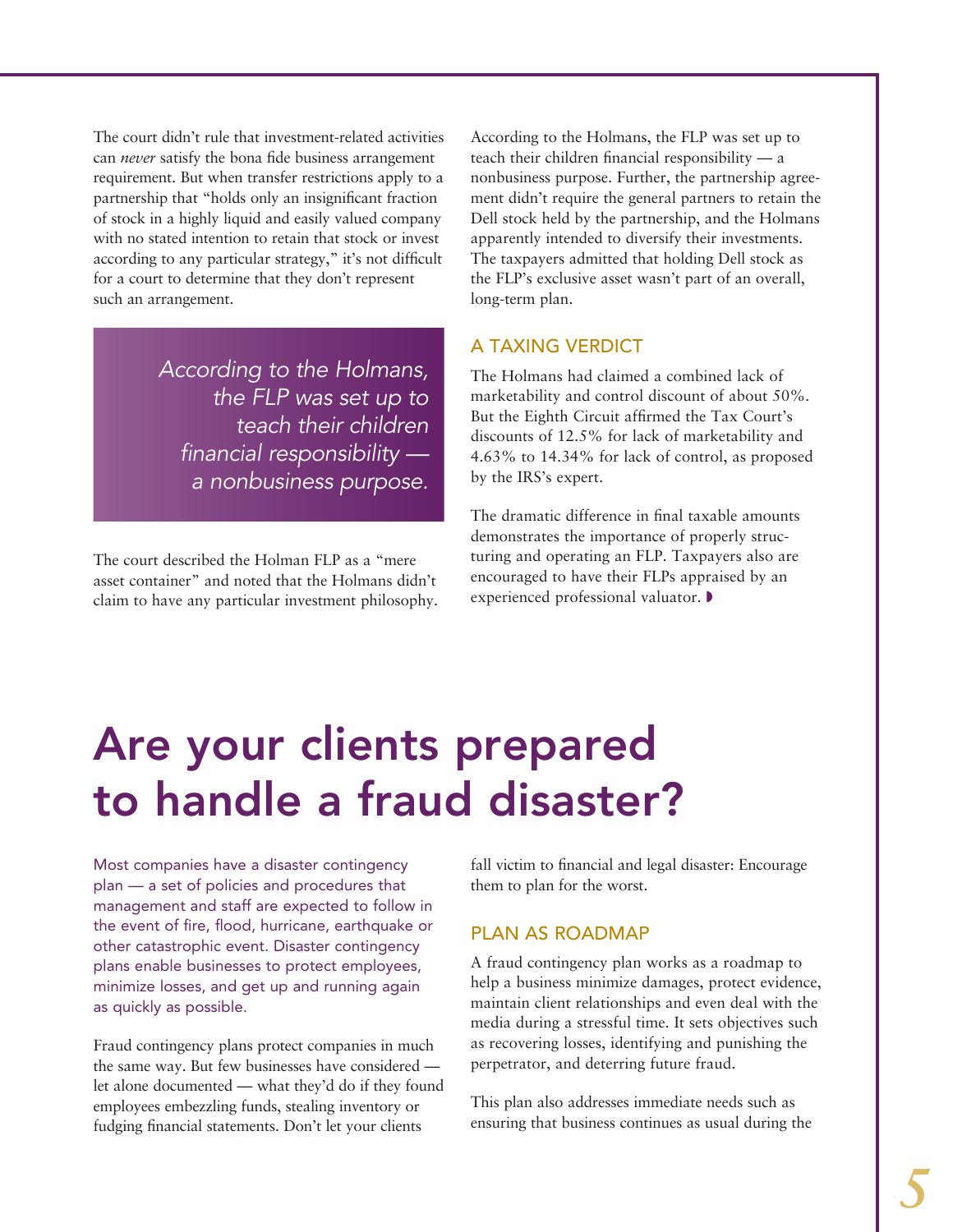The court didn't rule that investment-related activities can *never* satisfy the bona fide business arrangement requirement. But when transfer restrictions apply to a partnership that "holds only an insignificant fraction of stock in a highly liquid and easily valued company with no stated intention to retain that stock or invest according to any particular strategy," it's not difficult for a court to determine that they don't represent such an arrangement.

> *According to the Holmans, the FLP was set up to teach their children financial responsibility — a nonbusiness purpose.*

The court described the Holman FLP as a "mere asset container" and noted that the Holmans didn't claim to have any particular investment philosophy. According to the Holmans, the FLP was set up to teach their children financial responsibility — a nonbusiness purpose. Further, the partnership agreement didn't require the general partners to retain the Dell stock held by the partnership, and the Holmans apparently intended to diversify their investments. The taxpayers admitted that holding Dell stock as the FLP's exclusive asset wasn't part of an overall, long-term plan.

### A TAXING VERDICT

The Holmans had claimed a combined lack of marketability and control discount of about 50%. But the Eighth Circuit affirmed the Tax Court's discounts of 12.5% for lack of marketability and 4.63% to 14.34% for lack of control, as proposed by the IRS's expert.

The dramatic difference in final taxable amounts demonstrates the importance of properly structuring and operating an FLP. Taxpayers also are encouraged to have their FLPs appraised by an experienced professional valuator.

# Are your clients prepared to handle a fraud disaster?

Most companies have a disaster contingency plan — a set of policies and procedures that management and staff are expected to follow in the event of fire, flood, hurricane, earthquake or other catastrophic event. Disaster contingency plans enable businesses to protect employees, minimize losses, and get up and running again as quickly as possible.

Fraud contingency plans protect companies in much the same way. But few businesses have considered — let alone documented — what they'd do if they found employees embezzling funds, stealing inventory or fudging financial statements. Don't let your clients fall victim to financial and legal disaster: Encourage them to plan for the worst.

### PLAN AS ROADMAP

A fraud contingency plan works as a roadmap to help a business minimize damages, protect evidence, maintain client relationships and even deal with the media during a stressful time. It sets objectives such as recovering losses, identifying and punishing the perpetrator, and deterring future fraud.

This plan also addresses immediate needs such as ensuring that business continues as usual during the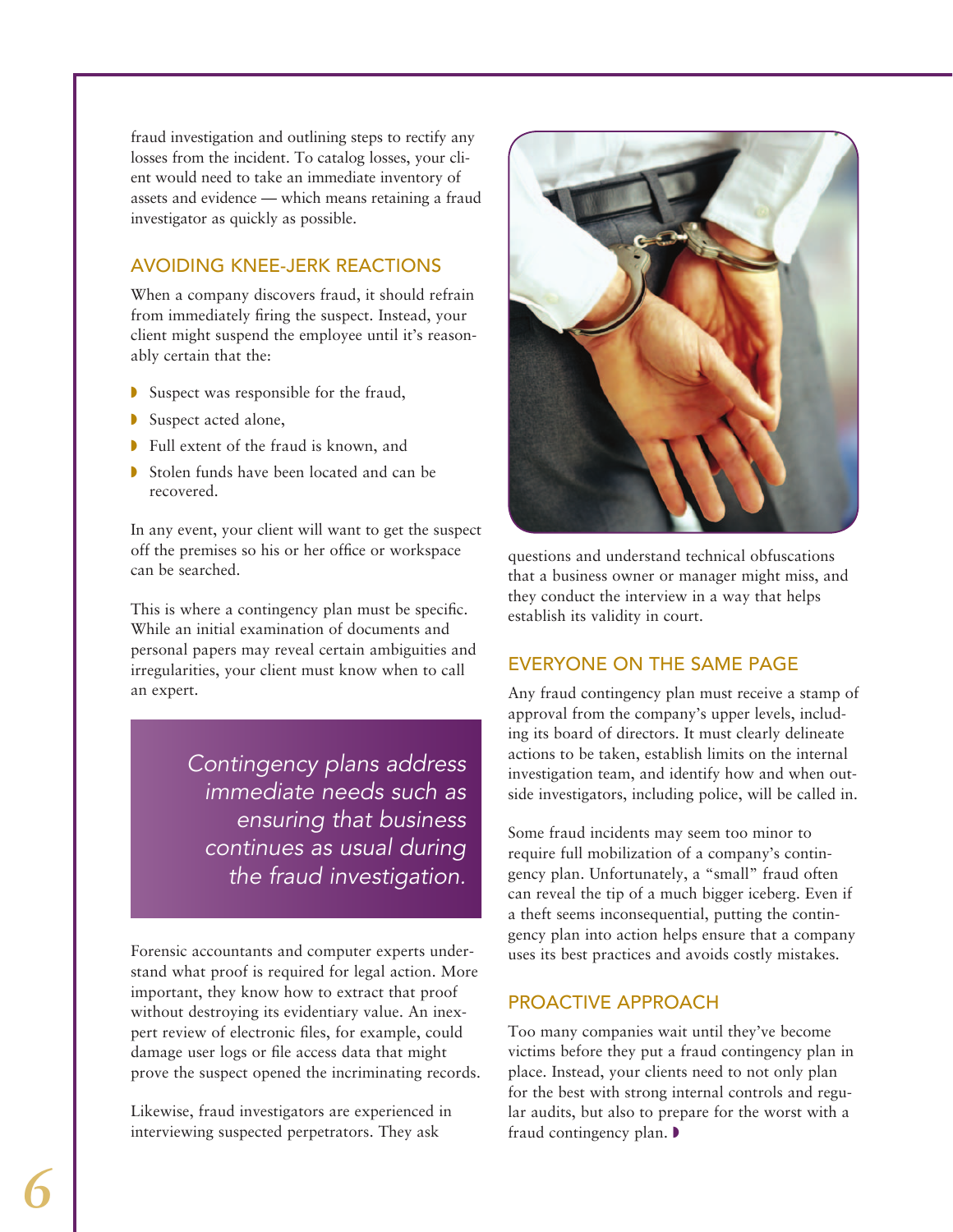fraud investigation and outlining steps to rectify any losses from the incident. To catalog losses, your client would need to take an immediate inventory of assets and evidence — which means retaining a fraud investigator as quickly as possible.

## AVOIDING KNEE-JERK REACTIONS

When a company discovers fraud, it should refrain from immediately firing the suspect. Instead, your client might suspend the employee until it's reasonably certain that the:

- Suspect was responsible for the fraud,
- Suspect acted alone,
- Full extent of the fraud is known, and
- Stolen funds have been located and can be recovered.

In any event, your client will want to get the suspect off the premises so his or her office or workspace can be searched.

This is where a contingency plan must be specific. While an initial examination of documents and personal papers may reveal certain ambiguities and irregularities, your client must know when to call an expert.

> *Contingency plans address immediate needs such as ensuring that business continues as usual during the fraud investigation.*

Forensic accountants and computer experts understand what proof is required for legal action. More important, they know how to extract that proof without destroying its evidentiary value. An inexpert review of electronic files, for example, could damage user logs or file access data that might prove the suspect opened the incriminating records.

Likewise, fraud investigators are experienced in interviewing suspected perpetrators. They ask questions and understand technical obfuscations that a business owner or manager might miss, and they conduct the interview in a way that helps establish its validity in court.

## EVERYONE ON THE SAME PAGE

Any fraud contingency plan must receive a stamp of approval from the company's upper levels, including its board of directors. It must clearly delineate actions to be taken, establish limits on the internal investigation team, and identify how and when outside investigators, including police, will be called in.

Some fraud incidents may seem too minor to require full mobilization of a company's contingency plan. Unfortunately, a "small" fraud often can reveal the tip of a much bigger iceberg. Even if a theft seems inconsequential, putting the contingency plan into action helps ensure that a company uses its best practices and avoids costly mistakes.

## PROACTIVE APPROACH

Too many companies wait until they've become victims before they put a fraud contingency plan in place. Instead, your clients need to not only plan for the best with strong internal controls and regular audits, but also to prepare for the worst with a fraud contingency plan.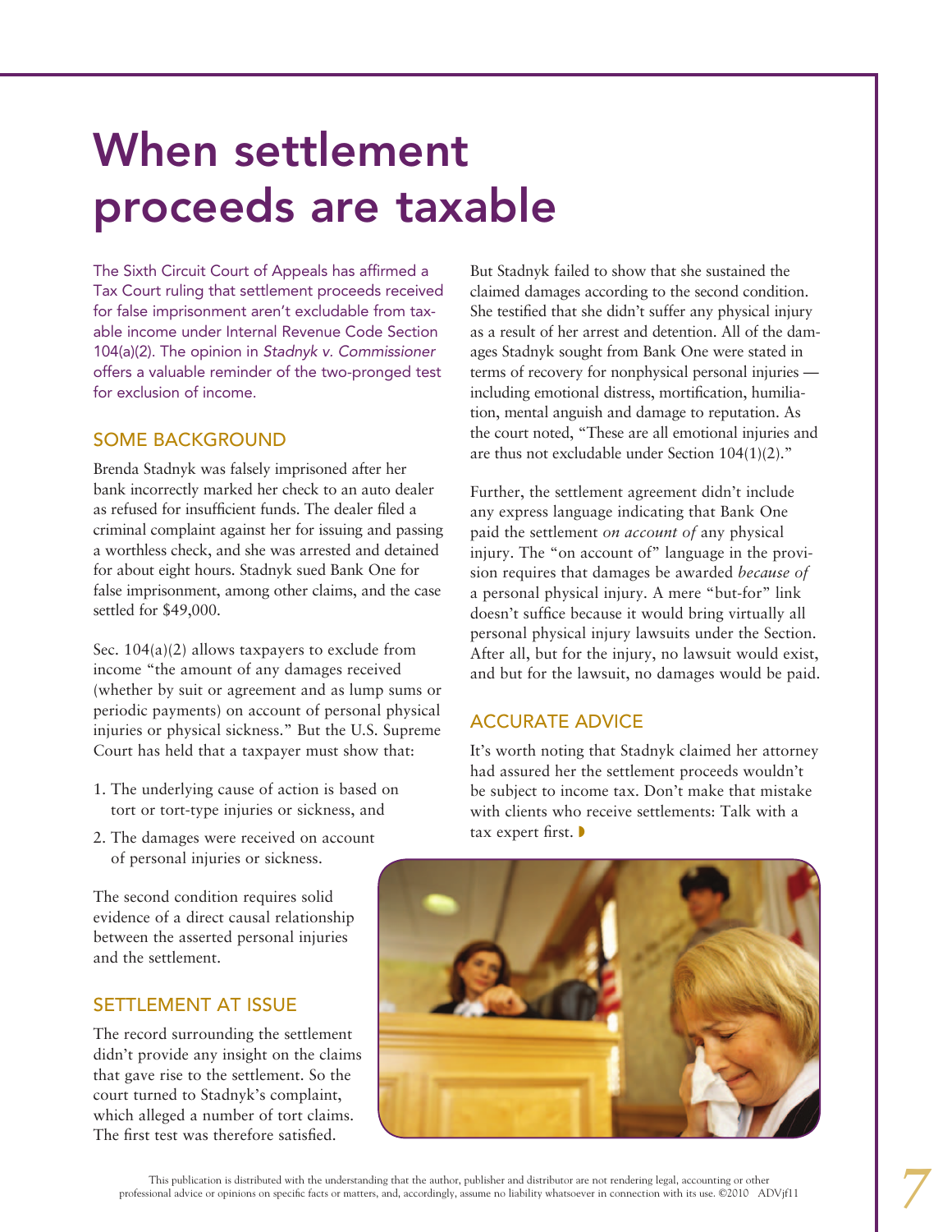# When settlement proceeds are taxable

The Sixth Circuit Court of Appeals has affirmed a Tax Court ruling that settlement proceeds received for false imprisonment aren't excludable from taxable income under Internal Revenue Code Section 104(a)(2). The opinion in *Stadnyk v. Commissioner* offers a valuable reminder of the two-pronged test for exclusion of income.

## SOME BACKGROUND

Brenda Stadnyk was falsely imprisoned after her bank incorrectly marked her check to an auto dealer as refused for insufficient funds. The dealer filed a criminal complaint against her for issuing and passing a worthless check, and she was arrested and detained for about eight hours. Stadnyk sued Bank One for false imprisonment, among other claims, and the case settled for $49,000.

Sec. 104(a)(2) allows taxpayers to exclude from income "the amount of any damages received (whether by suit or agreement and as lump sums or periodic payments) on account of personal physical injuries or physical sickness." But the U.S. Supreme Court has held that a taxpayer must show that:

1. The underlying cause of action is based on tort or tort-type injuries or sickness, and
2. The damages were received on account of personal injuries or sickness.

The second condition requires solid evidence of a direct causal relationship between the asserted personal injuries and the settlement.

## SETTLEMENT AT ISSUE

The record surrounding the settlement didn't provide any insight on the claims that gave rise to the settlement. So the court turned to Stadnyk's complaint, which alleged a number of tort claims. The first test was therefore satisfied.

But Stadnyk failed to show that she sustained the claimed damages according to the second condition. She testified that she didn't suffer any physical injury as a result of her arrest and detention. All of the damages Stadnyk sought from Bank One were stated in terms of recovery for nonphysical personal injuries — including emotional distress, mortification, humiliation, mental anguish and damage to reputation. As the court noted, "These are all emotional injuries and are thus not excludable under Section 104(1)(2)."

Further, the settlement agreement didn't include any express language indicating that Bank One paid the settlement *on account of* any physical injury. The "on account of" language in the provision requires that damages be awarded *because of* a personal physical injury. A mere "but-for" link doesn't suffice because it would bring virtually all personal physical injury lawsuits under the Section. After all, but for the injury, no lawsuit would exist, and but for the lawsuit, no damages would be paid.

## ACCURATE ADVICE

It's worth noting that Stadnyk claimed her attorney had assured her the settlement proceeds wouldn't be subject to income tax. Don't make that mistake with clients who receive settlements: Talk with a tax expert first.

This publication is distributed with the understanding that the author, publisher and distributor are not rendering legal, accounting or other professional advice or opinions on specific facts or matters, and, accordingly, assume no liability whatsoever in connection with its use. ©2010 ADVjf11